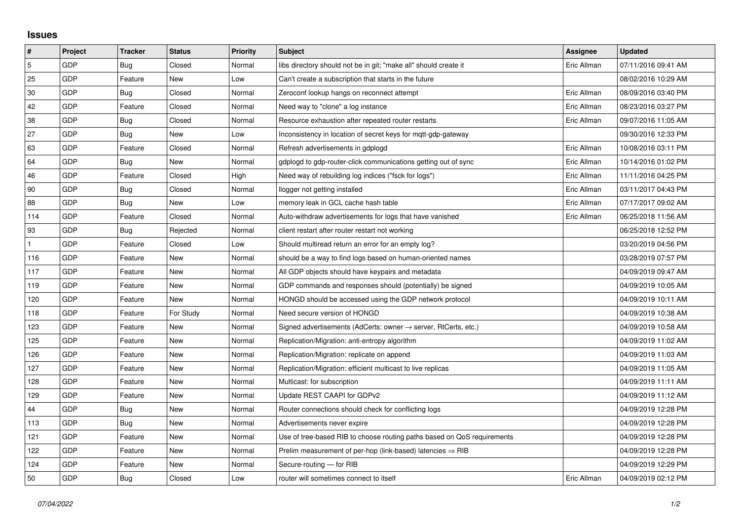# Issues

| # | Project | Tracker | Status | Priority | Subject | Assignee | Updated |
|---|---|---|---|---|---|---|---|
| 5 | GDP | Bug | Closed | Normal | libs directory should not be in git; "make all" should create it | Eric Allman | 07/11/2016 09:41 AM |
| 25 | GDP | Feature | New | Low | Can't create a subscription that starts in the future | | 08/02/2016 10:29 AM |
| 30 | GDP | Bug | Closed | Normal | Zeroconf lookup hangs on reconnect attempt | Eric Allman | 08/09/2016 03:40 PM |
| 42 | GDP | Feature | Closed | Normal | Need way to "clone" a log instance | Eric Allman | 08/23/2016 03:27 PM |
| 38 | GDP | Bug | Closed | Normal | Resource exhaustion after repeated router restarts | Eric Allman | 09/07/2016 11:05 AM |
| 27 | GDP | Bug | New | Low | Inconsistency in location of secret keys for mqtt-gdp-gateway | | 09/30/2016 12:33 PM |
| 63 | GDP | Feature | Closed | Normal | Refresh advertisements in gdplogd | Eric Allman | 10/08/2016 03:11 PM |
| 64 | GDP | Bug | New | Normal | gdplogd to gdp-router-click communications getting out of sync | Eric Allman | 10/14/2016 01:02 PM |
| 46 | GDP | Feature | Closed | High | Need way of rebuilding log indices ("fsck for logs") | Eric Allman | 11/11/2016 04:25 PM |
| 90 | GDP | Bug | Closed | Normal | llogger not getting installed | Eric Allman | 03/11/2017 04:43 PM |
| 88 | GDP | Bug | New | Low | memory leak in GCL cache hash table | Eric Allman | 07/17/2017 09:02 AM |
| 114 | GDP | Feature | Closed | Normal | Auto-withdraw advertisements for logs that have vanished | Eric Allman | 06/25/2018 11:56 AM |
| 93 | GDP | Bug | Rejected | Normal | client restart after router restart not working | | 06/25/2018 12:52 PM |
| 1 | GDP | Feature | Closed | Low | Should multiread return an error for an empty log? | | 03/20/2019 04:56 PM |
| 116 | GDP | Feature | New | Normal | should be a way to find logs based on human-oriented names | | 03/28/2019 07:57 PM |
| 117 | GDP | Feature | New | Normal | All GDP objects should have keypairs and metadata | | 04/09/2019 09:47 AM |
| 119 | GDP | Feature | New | Normal | GDP commands and responses should (potentially) be signed | | 04/09/2019 10:05 AM |
| 120 | GDP | Feature | New | Normal | HONGD should be accessed using the GDP network protocol | | 04/09/2019 10:11 AM |
| 118 | GDP | Feature | For Study | Normal | Need secure version of HONGD | | 04/09/2019 10:38 AM |
| 123 | GDP | Feature | New | Normal | Signed advertisements (AdCerts: owner → server, RtCerts, etc.) | | 04/09/2019 10:58 AM |
| 125 | GDP | Feature | New | Normal | Replication/Migration: anti-entropy algorithm | | 04/09/2019 11:02 AM |
| 126 | GDP | Feature | New | Normal | Replication/Migration: replicate on append | | 04/09/2019 11:03 AM |
| 127 | GDP | Feature | New | Normal | Replication/Migration: efficient multicast to live replicas | | 04/09/2019 11:05 AM |
| 128 | GDP | Feature | New | Normal | Multicast: for subscription | | 04/09/2019 11:11 AM |
| 129 | GDP | Feature | New | Normal | Update REST CAAPI for GDPv2 | | 04/09/2019 11:12 AM |
| 44 | GDP | Bug | New | Normal | Router connections should check for conflicting logs | | 04/09/2019 12:28 PM |
| 113 | GDP | Bug | New | Normal | Advertisements never expire | | 04/09/2019 12:28 PM |
| 121 | GDP | Feature | New | Normal | Use of tree-based RIB to choose routing paths based on QoS requirements | | 04/09/2019 12:28 PM |
| 122 | GDP | Feature | New | Normal | Prelim measurement of per-hop (link-based) latencies ⇒ RIB | | 04/09/2019 12:28 PM |
| 124 | GDP | Feature | New | Normal | Secure-routing — for RIB | | 04/09/2019 12:29 PM |
| 50 | GDP | Bug | Closed | Low | router will sometimes connect to itself | Eric Allman | 04/09/2019 02:12 PM |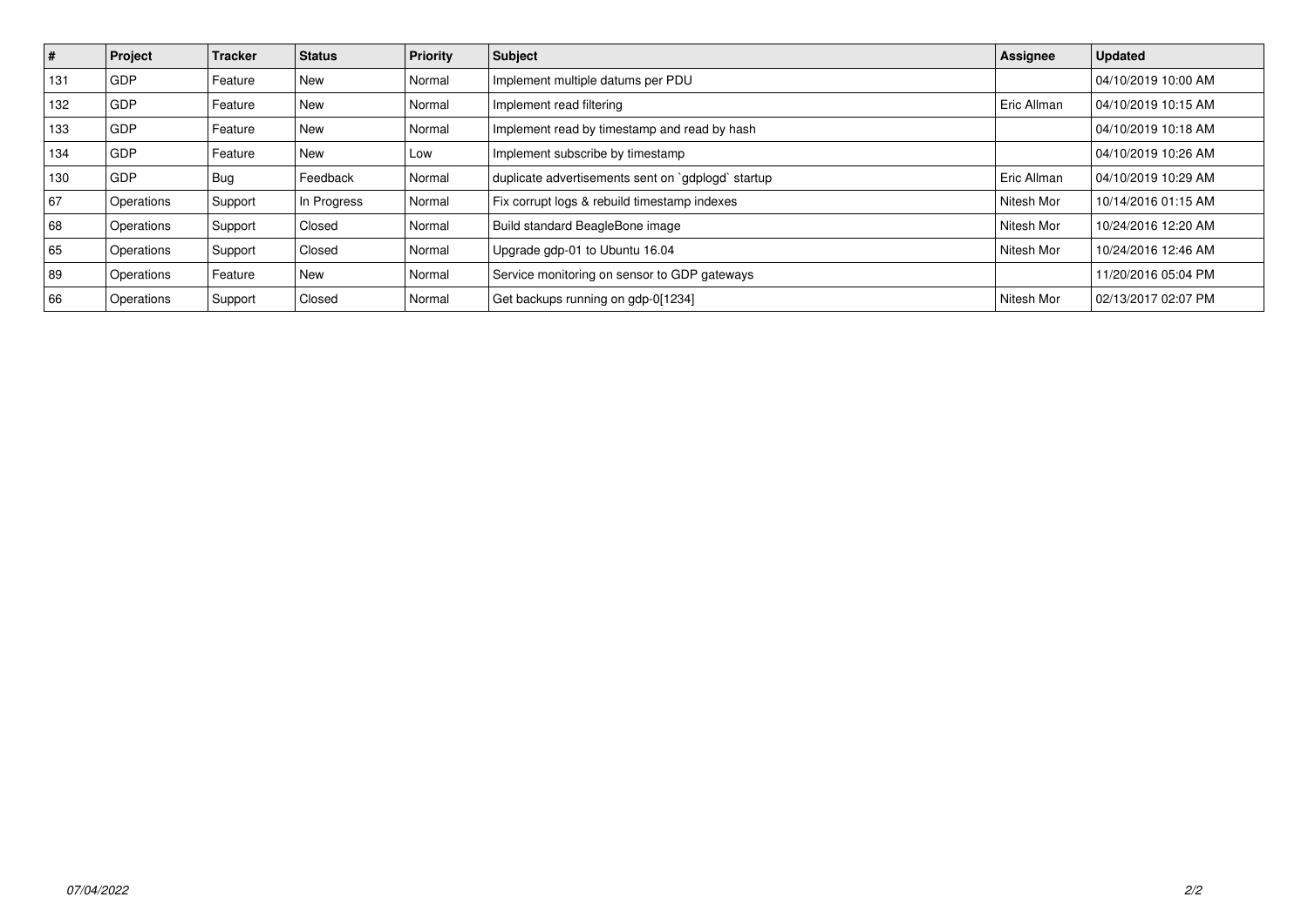| # | Project | Tracker | Status | Priority | Subject | Assignee | Updated |
|---|---|---|---|---|---|---|---|
| 131 | GDP | Feature | New | Normal | Implement multiple datums per PDU | | 04/10/2019 10:00 AM |
| 132 | GDP | Feature | New | Normal | Implement read filtering | Eric Allman | 04/10/2019 10:15 AM |
| 133 | GDP | Feature | New | Normal | Implement read by timestamp and read by hash | | 04/10/2019 10:18 AM |
| 134 | GDP | Feature | New | Low | Implement subscribe by timestamp | | 04/10/2019 10:26 AM |
| 130 | GDP | Bug | Feedback | Normal | duplicate advertisements sent on `gdplogd` startup | Eric Allman | 04/10/2019 10:29 AM |
| 67 | Operations | Support | In Progress | Normal | Fix corrupt logs & rebuild timestamp indexes | Nitesh Mor | 10/14/2016 01:15 AM |
| 68 | Operations | Support | Closed | Normal | Build standard BeagleBone image | Nitesh Mor | 10/24/2016 12:20 AM |
| 65 | Operations | Support | Closed | Normal | Upgrade gdp-01 to Ubuntu 16.04 | Nitesh Mor | 10/24/2016 12:46 AM |
| 89 | Operations | Feature | New | Normal | Service monitoring on sensor to GDP gateways | | 11/20/2016 05:04 PM |
| 66 | Operations | Support | Closed | Normal | Get backups running on gdp-0[1234] | Nitesh Mor | 02/13/2017 02:07 PM |